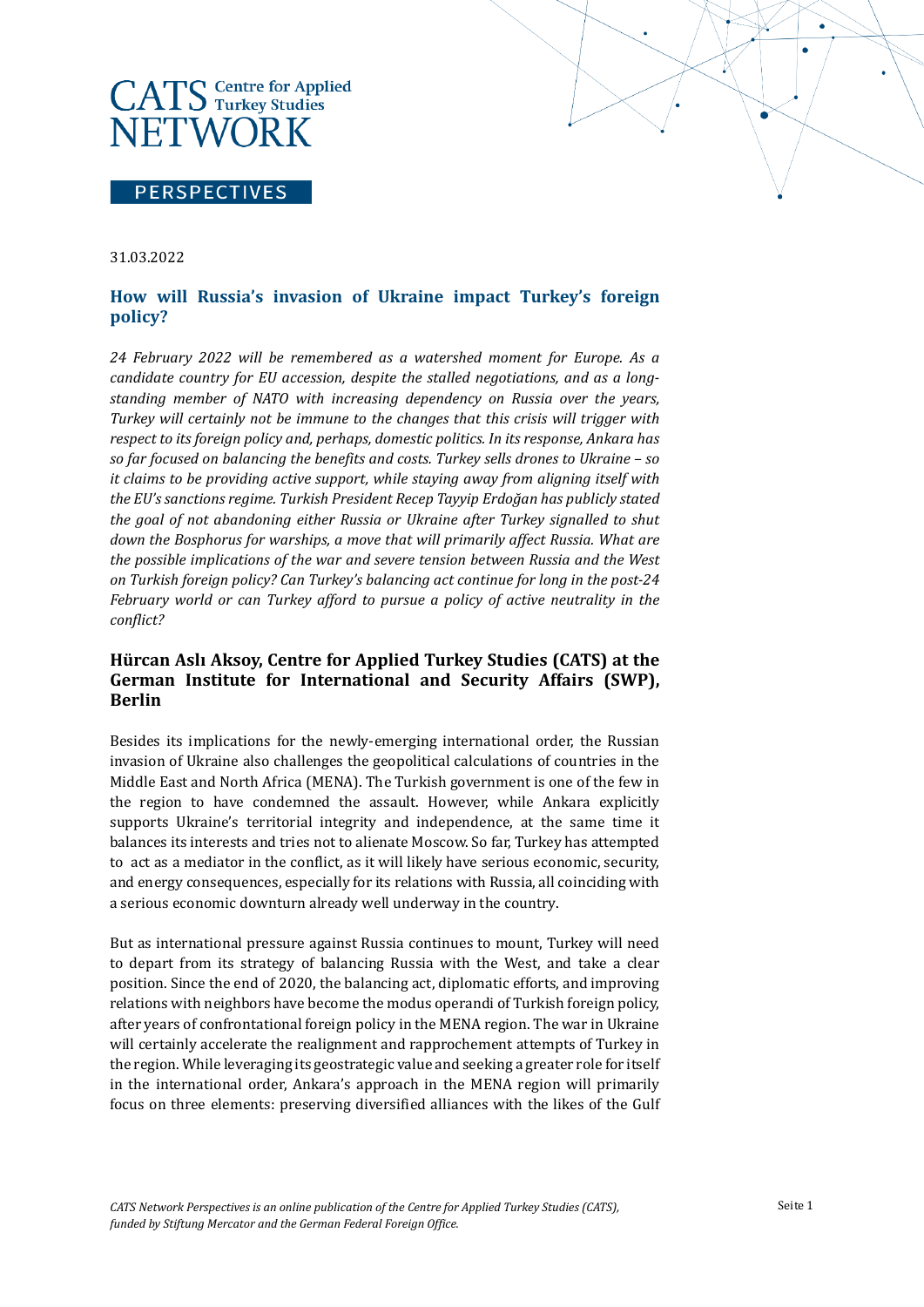CATS Centre for Applied Turkey Studies
NETWORK

PERSPECTIVES

31.03.2022

## How will Russia's invasion of Ukraine impact Turkey's foreign policy?

*24 February 2022 will be remembered as a watershed moment for Europe. As a candidate country for EU accession, despite the stalled negotiations, and as a long-standing member of NATO with increasing dependency on Russia over the years, Turkey will certainly not be immune to the changes that this crisis will trigger with respect to its foreign policy and, perhaps, domestic politics. In its response, Ankara has so far focused on balancing the benefits and costs. Turkey sells drones to Ukraine – so it claims to be providing active support, while staying away from aligning itself with the EU's sanctions regime. Turkish President Recep Tayyip Erdoğan has publicly stated the goal of not abandoning either Russia or Ukraine after Turkey signalled to shut down the Bosphorus for warships, a move that will primarily affect Russia. What are the possible implications of the war and severe tension between Russia and the West on Turkish foreign policy? Can Turkey's balancing act continue for long in the post-24 February world or can Turkey afford to pursue a policy of active neutrality in the conflict?*

### Hürcan Aslı Aksoy, Centre for Applied Turkey Studies (CATS) at the German Institute for International and Security Affairs (SWP), Berlin

Besides its implications for the newly-emerging international order, the Russian invasion of Ukraine also challenges the geopolitical calculations of countries in the Middle East and North Africa (MENA). The Turkish government is one of the few in the region to have condemned the assault. However, while Ankara explicitly supports Ukraine's territorial integrity and independence, at the same time it balances its interests and tries not to alienate Moscow. So far, Turkey has attempted to act as a mediator in the conflict, as it will likely have serious economic, security, and energy consequences, especially for its relations with Russia, all coinciding with a serious economic downturn already well underway in the country.

But as international pressure against Russia continues to mount, Turkey will need to depart from its strategy of balancing Russia with the West, and take a clear position. Since the end of 2020, the balancing act, diplomatic efforts, and improving relations with neighbors have become the modus operandi of Turkish foreign policy, after years of confrontational foreign policy in the MENA region. The war in Ukraine will certainly accelerate the realignment and rapprochement attempts of Turkey in the region. While leveraging its geostrategic value and seeking a greater role for itself in the international order, Ankara's approach in the MENA region will primarily focus on three elements: preserving diversified alliances with the likes of the Gulf

*CATS Network Perspectives is an online publication of the Centre for Applied Turkey Studies (CATS), funded by Stiftung Mercator and the German Federal Foreign Office.*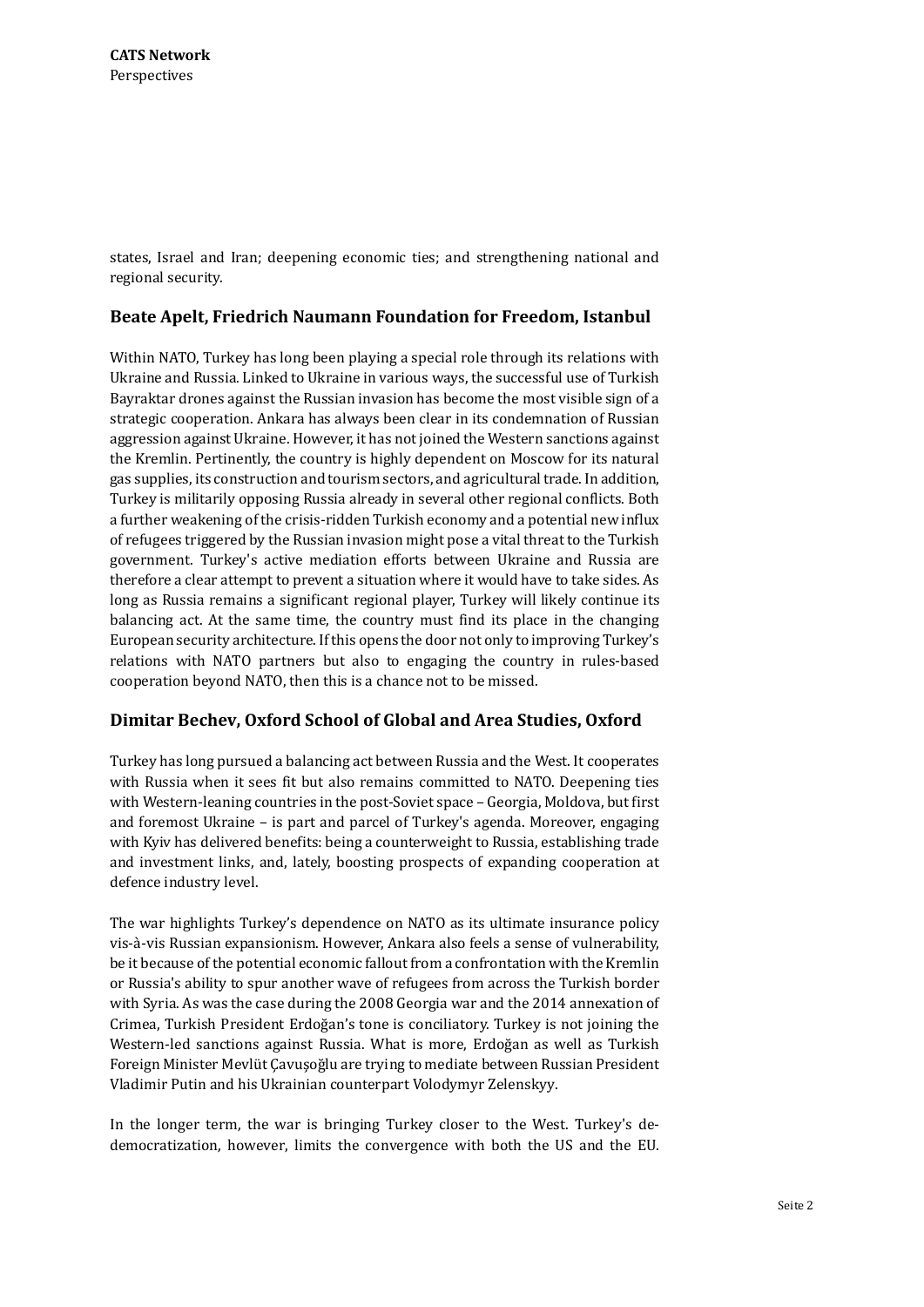states, Israel and Iran; deepening economic ties; and strengthening national and regional security.

### Beate Apelt, Friedrich Naumann Foundation for Freedom, Istanbul

Within NATO, Turkey has long been playing a special role through its relations with Ukraine and Russia. Linked to Ukraine in various ways, the successful use of Turkish Bayraktar drones against the Russian invasion has become the most visible sign of a strategic cooperation. Ankara has always been clear in its condemnation of Russian aggression against Ukraine. However, it has not joined the Western sanctions against the Kremlin. Pertinently, the country is highly dependent on Moscow for its natural gas supplies, its construction and tourism sectors, and agricultural trade. In addition, Turkey is militarily opposing Russia already in several other regional conflicts. Both a further weakening of the crisis-ridden Turkish economy and a potential new influx of refugees triggered by the Russian invasion might pose a vital threat to the Turkish government. Turkey's active mediation efforts between Ukraine and Russia are therefore a clear attempt to prevent a situation where it would have to take sides. As long as Russia remains a significant regional player, Turkey will likely continue its balancing act. At the same time, the country must find its place in the changing European security architecture. If this opens the door not only to improving Turkey's relations with NATO partners but also to engaging the country in rules-based cooperation beyond NATO, then this is a chance not to be missed.

### Dimitar Bechev, Oxford School of Global and Area Studies, Oxford

Turkey has long pursued a balancing act between Russia and the West. It cooperates with Russia when it sees fit but also remains committed to NATO. Deepening ties with Western-leaning countries in the post-Soviet space – Georgia, Moldova, but first and foremost Ukraine – is part and parcel of Turkey's agenda. Moreover, engaging with Kyiv has delivered benefits: being a counterweight to Russia, establishing trade and investment links, and, lately, boosting prospects of expanding cooperation at defence industry level.

The war highlights Turkey's dependence on NATO as its ultimate insurance policy vis-à-vis Russian expansionism. However, Ankara also feels a sense of vulnerability, be it because of the potential economic fallout from a confrontation with the Kremlin or Russia's ability to spur another wave of refugees from across the Turkish border with Syria. As was the case during the 2008 Georgia war and the 2014 annexation of Crimea, Turkish President Erdoğan's tone is conciliatory. Turkey is not joining the Western-led sanctions against Russia. What is more, Erdoğan as well as Turkish Foreign Minister Mevlüt Çavuşoğlu are trying to mediate between Russian President Vladimir Putin and his Ukrainian counterpart Volodymyr Zelenskyy.

In the longer term, the war is bringing Turkey closer to the West. Turkey's de-democratization, however, limits the convergence with both the US and the EU.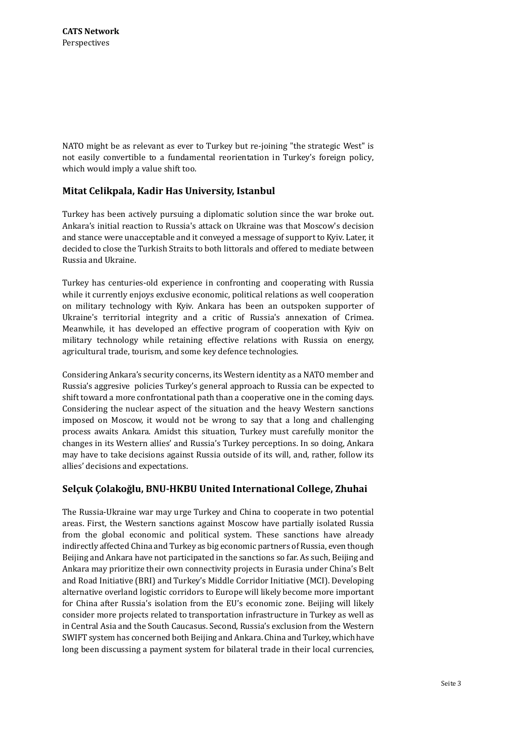NATO might be as relevant as ever to Turkey but re-joining "the strategic West" is not easily convertible to a fundamental reorientation in Turkey's foreign policy, which would imply a value shift too.

## Mitat Celikpala, Kadir Has University, Istanbul

Turkey has been actively pursuing a diplomatic solution since the war broke out. Ankara's initial reaction to Russia's attack on Ukraine was that Moscow's decision and stance were unacceptable and it conveyed a message of support to Kyiv. Later, it decided to close the Turkish Straits to both littorals and offered to mediate between Russia and Ukraine.

Turkey has centuries-old experience in confronting and cooperating with Russia while it currently enjoys exclusive economic, political relations as well cooperation on military technology with Kyiv. Ankara has been an outspoken supporter of Ukraine's territorial integrity and a critic of Russia's annexation of Crimea. Meanwhile, it has developed an effective program of cooperation with Kyiv on military technology while retaining effective relations with Russia on energy, agricultural trade, tourism, and some key defence technologies.

Considering Ankara's security concerns, its Western identity as a NATO member and Russia's aggresive policies Turkey's general approach to Russia can be expected to shift toward a more confrontational path than a cooperative one in the coming days. Considering the nuclear aspect of the situation and the heavy Western sanctions imposed on Moscow, it would not be wrong to say that a long and challenging process awaits Ankara. Amidst this situation, Turkey must carefully monitor the changes in its Western allies' and Russia's Turkey perceptions. In so doing, Ankara may have to take decisions against Russia outside of its will, and, rather, follow its allies' decisions and expectations.

## Selçuk Çolakoğlu, BNU-HKBU United International College, Zhuhai

The Russia-Ukraine war may urge Turkey and China to cooperate in two potential areas. First, the Western sanctions against Moscow have partially isolated Russia from the global economic and political system. These sanctions have already indirectly affected China and Turkey as big economic partners of Russia, even though Beijing and Ankara have not participated in the sanctions so far. As such, Beijing and Ankara may prioritize their own connectivity projects in Eurasia under China's Belt and Road Initiative (BRI) and Turkey's Middle Corridor Initiative (MCI). Developing alternative overland logistic corridors to Europe will likely become more important for China after Russia's isolation from the EU's economic zone. Beijing will likely consider more projects related to transportation infrastructure in Turkey as well as in Central Asia and the South Caucasus. Second, Russia's exclusion from the Western SWIFT system has concerned both Beijing and Ankara. China and Turkey, which have long been discussing a payment system for bilateral trade in their local currencies,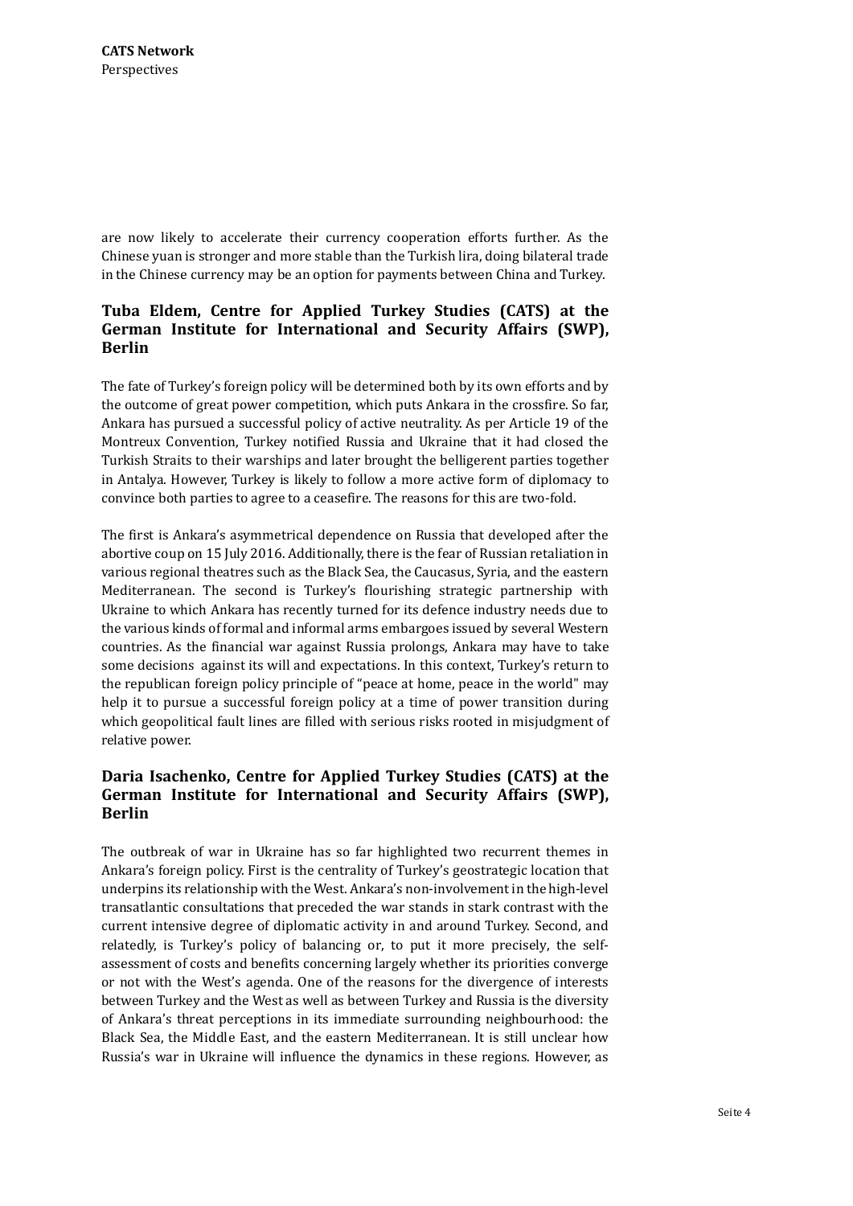are now likely to accelerate their currency cooperation efforts further. As the Chinese yuan is stronger and more stable than the Turkish lira, doing bilateral trade in the Chinese currency may be an option for payments between China and Turkey.

### Tuba Eldem, Centre for Applied Turkey Studies (CATS) at the German Institute for International and Security Affairs (SWP), Berlin

The fate of Turkey's foreign policy will be determined both by its own efforts and by the outcome of great power competition, which puts Ankara in the crossfire. So far, Ankara has pursued a successful policy of active neutrality. As per Article 19 of the Montreux Convention, Turkey notified Russia and Ukraine that it had closed the Turkish Straits to their warships and later brought the belligerent parties together in Antalya. However, Turkey is likely to follow a more active form of diplomacy to convince both parties to agree to a ceasefire. The reasons for this are two-fold.

The first is Ankara's asymmetrical dependence on Russia that developed after the abortive coup on 15 July 2016. Additionally, there is the fear of Russian retaliation in various regional theatres such as the Black Sea, the Caucasus, Syria, and the eastern Mediterranean. The second is Turkey's flourishing strategic partnership with Ukraine to which Ankara has recently turned for its defence industry needs due to the various kinds of formal and informal arms embargoes issued by several Western countries. As the financial war against Russia prolongs, Ankara may have to take some decisions against its will and expectations. In this context, Turkey's return to the republican foreign policy principle of "peace at home, peace in the world" may help it to pursue a successful foreign policy at a time of power transition during which geopolitical fault lines are filled with serious risks rooted in misjudgment of relative power.

### Daria Isachenko, Centre for Applied Turkey Studies (CATS) at the German Institute for International and Security Affairs (SWP), Berlin

The outbreak of war in Ukraine has so far highlighted two recurrent themes in Ankara's foreign policy. First is the centrality of Turkey's geostrategic location that underpins its relationship with the West. Ankara's non-involvement in the high-level transatlantic consultations that preceded the war stands in stark contrast with the current intensive degree of diplomatic activity in and around Turkey. Second, and relatedly, is Turkey's policy of balancing or, to put it more precisely, the self-assessment of costs and benefits concerning largely whether its priorities converge or not with the West's agenda. One of the reasons for the divergence of interests between Turkey and the West as well as between Turkey and Russia is the diversity of Ankara's threat perceptions in its immediate surrounding neighbourhood: the Black Sea, the Middle East, and the eastern Mediterranean. It is still unclear how Russia's war in Ukraine will influence the dynamics in these regions. However, as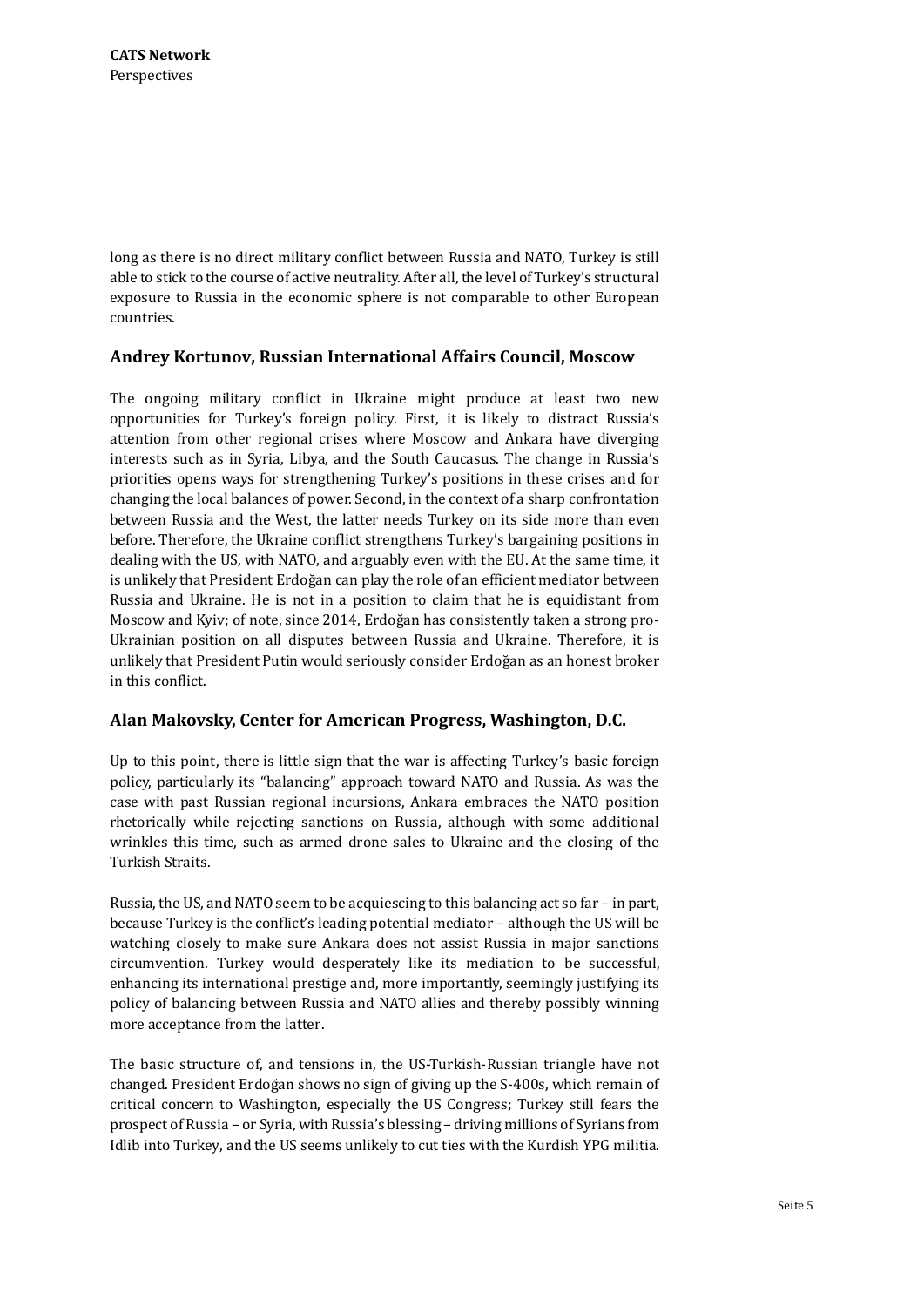long as there is no direct military conflict between Russia and NATO, Turkey is still able to stick to the course of active neutrality. After all, the level of Turkey's structural exposure to Russia in the economic sphere is not comparable to other European countries.

### Andrey Kortunov, Russian International Affairs Council, Moscow

The ongoing military conflict in Ukraine might produce at least two new opportunities for Turkey's foreign policy. First, it is likely to distract Russia's attention from other regional crises where Moscow and Ankara have diverging interests such as in Syria, Libya, and the South Caucasus. The change in Russia's priorities opens ways for strengthening Turkey's positions in these crises and for changing the local balances of power. Second, in the context of a sharp confrontation between Russia and the West, the latter needs Turkey on its side more than even before. Therefore, the Ukraine conflict strengthens Turkey's bargaining positions in dealing with the US, with NATO, and arguably even with the EU. At the same time, it is unlikely that President Erdoğan can play the role of an efficient mediator between Russia and Ukraine. He is not in a position to claim that he is equidistant from Moscow and Kyiv; of note, since 2014, Erdoğan has consistently taken a strong pro-Ukrainian position on all disputes between Russia and Ukraine. Therefore, it is unlikely that President Putin would seriously consider Erdoğan as an honest broker in this conflict.

### Alan Makovsky, Center for American Progress, Washington, D.C.

Up to this point, there is little sign that the war is affecting Turkey's basic foreign policy, particularly its "balancing" approach toward NATO and Russia. As was the case with past Russian regional incursions, Ankara embraces the NATO position rhetorically while rejecting sanctions on Russia, although with some additional wrinkles this time, such as armed drone sales to Ukraine and the closing of the Turkish Straits.

Russia, the US, and NATO seem to be acquiescing to this balancing act so far – in part, because Turkey is the conflict's leading potential mediator – although the US will be watching closely to make sure Ankara does not assist Russia in major sanctions circumvention. Turkey would desperately like its mediation to be successful, enhancing its international prestige and, more importantly, seemingly justifying its policy of balancing between Russia and NATO allies and thereby possibly winning more acceptance from the latter.

The basic structure of, and tensions in, the US-Turkish-Russian triangle have not changed. President Erdoğan shows no sign of giving up the S-400s, which remain of critical concern to Washington, especially the US Congress; Turkey still fears the prospect of Russia – or Syria, with Russia's blessing – driving millions of Syrians from Idlib into Turkey, and the US seems unlikely to cut ties with the Kurdish YPG militia.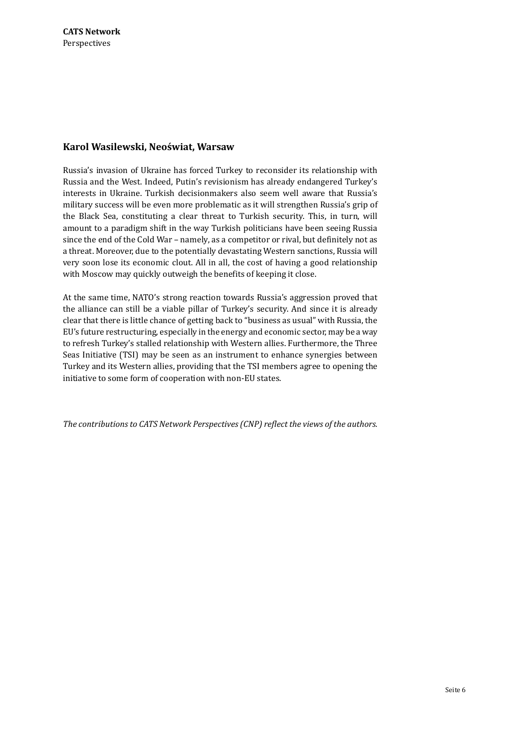### Karol Wasilewski, Neoświat, Warsaw

Russia's invasion of Ukraine has forced Turkey to reconsider its relationship with Russia and the West. Indeed, Putin's revisionism has already endangered Turkey's interests in Ukraine. Turkish decisionmakers also seem well aware that Russia's military success will be even more problematic as it will strengthen Russia's grip of the Black Sea, constituting a clear threat to Turkish security. This, in turn, will amount to a paradigm shift in the way Turkish politicians have been seeing Russia since the end of the Cold War – namely, as a competitor or rival, but definitely not as a threat. Moreover, due to the potentially devastating Western sanctions, Russia will very soon lose its economic clout. All in all, the cost of having a good relationship with Moscow may quickly outweigh the benefits of keeping it close.

At the same time, NATO's strong reaction towards Russia's aggression proved that the alliance can still be a viable pillar of Turkey's security. And since it is already clear that there is little chance of getting back to "business as usual" with Russia, the EU's future restructuring, especially in the energy and economic sector, may be a way to refresh Turkey's stalled relationship with Western allies. Furthermore, the Three Seas Initiative (TSI) may be seen as an instrument to enhance synergies between Turkey and its Western allies, providing that the TSI members agree to opening the initiative to some form of cooperation with non-EU states.

*The contributions to CATS Network Perspectives (CNP) reflect the views of the authors.*